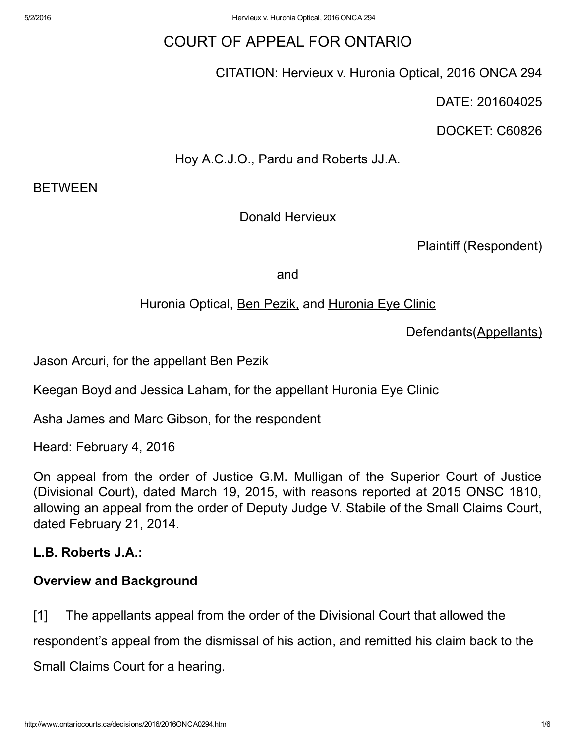# COURT OF APPEAL FOR ONTARIO

CITATION: Hervieux v. Huronia Optical, 2016 ONCA 294

DATE: 201604025

DOCKET: C60826

Hoy A.C.J.O., Pardu and Roberts JJ.A.

BETWEEN

Donald Hervieux

Plaintiff (Respondent)

and

Huronia Optical, Ben Pezik, and Huronia Eye Clinic

Defendants(Appellants)

Jason Arcuri, for the appellant Ben Pezik

Keegan Boyd and Jessica Laham, for the appellant Huronia Eye Clinic

Asha James and Marc Gibson, for the respondent

Heard: February 4, 2016

On appeal from the order of Justice G.M. Mulligan of the Superior Court of Justice (Divisional Court), dated March 19, 2015, with reasons reported at 2015 ONSC 1810, allowing an appeal from the order of Deputy Judge V. Stabile of the Small Claims Court, dated February 21, 2014.

**L.B. Roberts J.A.:**

## Overview and Background

[1] The appellants appeal from the order of the Divisional Court that allowed the respondent's appeal from the dismissal of his action, and remitted his claim back to the Small Claims Court for a hearing.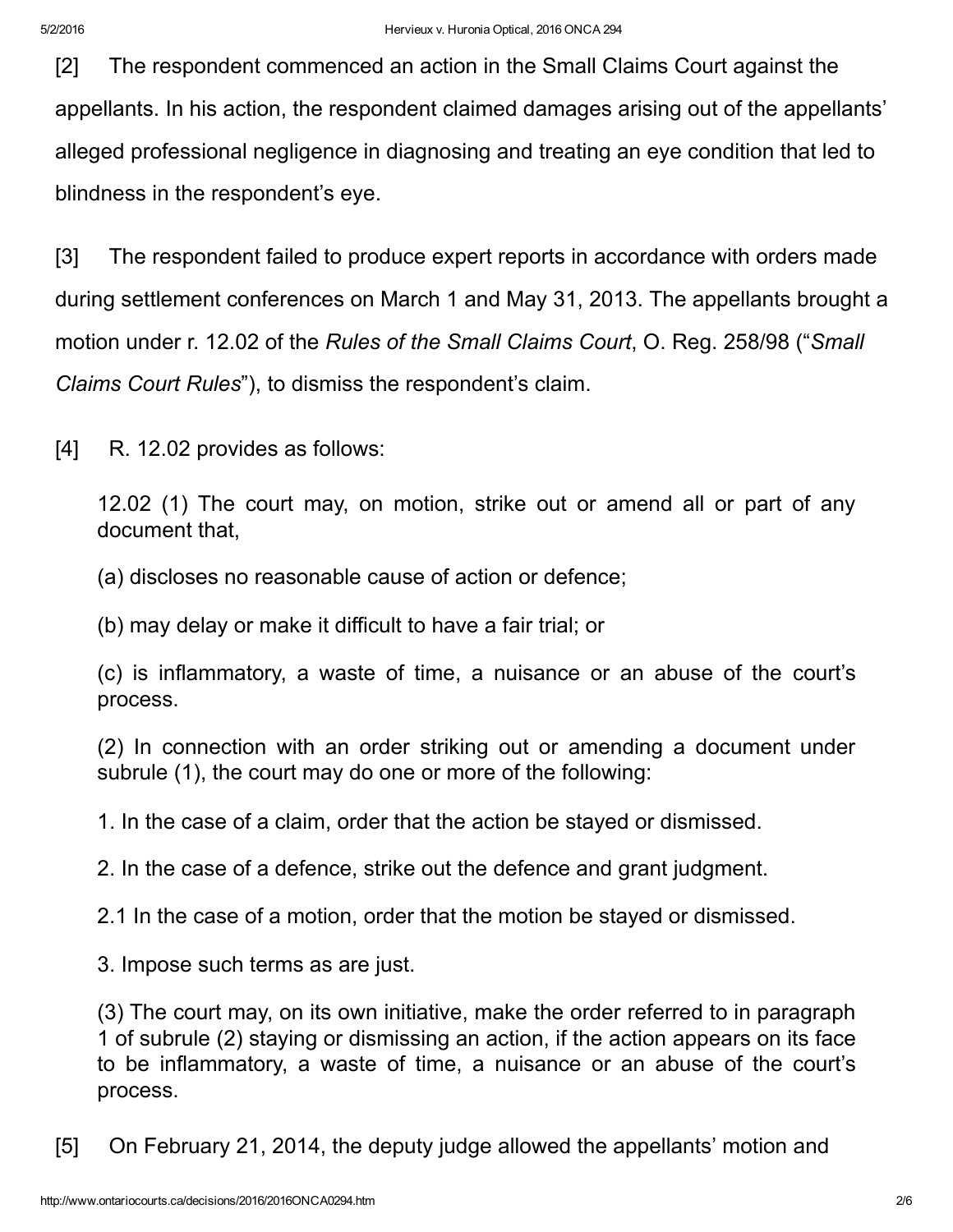[2] The respondent commenced an action in the Small Claims Court against the appellants. In his action, the respondent claimed damages arising out of the appellants' alleged professional negligence in diagnosing and treating an eye condition that led to blindness in the respondent's eye.

[3] The respondent failed to produce expert reports in accordance with orders made during settlement conferences on March 1 and May 31, 2013. The appellants brought a motion under r. 12.02 of the *Rules of the Small Claims Court*, O. Reg. 258/98 ("*Small Claims Court Rules*"), to dismiss the respondent's claim.

[4] R. 12.02 provides as follows:

> 12.02 (1) The court may, on motion, strike out or amend all or part of any document that,
>
> (a) discloses no reasonable cause of action or defence;
>
> (b) may delay or make it difficult to have a fair trial; or
>
> (c) is inflammatory, a waste of time, a nuisance or an abuse of the court's process.
>
> (2) In connection with an order striking out or amending a document under subrule (1), the court may do one or more of the following:
>
> 1. In the case of a claim, order that the action be stayed or dismissed.
>
> 2. In the case of a defence, strike out the defence and grant judgment.
>
> 2.1 In the case of a motion, order that the motion be stayed or dismissed.
>
> 3. Impose such terms as are just.
>
> (3) The court may, on its own initiative, make the order referred to in paragraph 1 of subrule (2) staying or dismissing an action, if the action appears on its face to be inflammatory, a waste of time, a nuisance or an abuse of the court's process.

[5] On February 21, 2014, the deputy judge allowed the appellants' motion and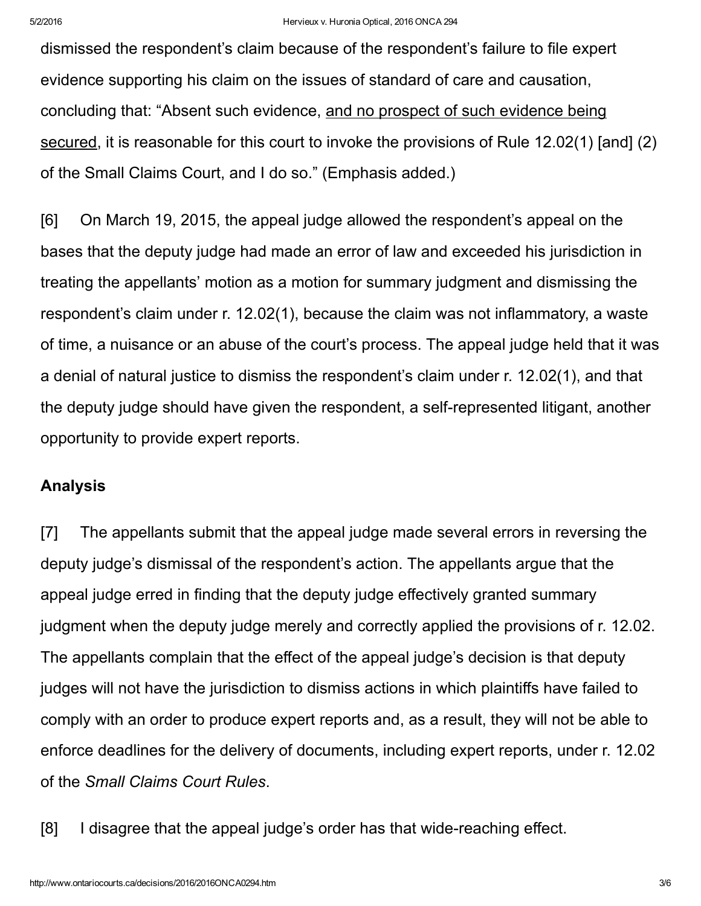dismissed the respondent's claim because of the respondent's failure to file expert evidence supporting his claim on the issues of standard of care and causation, concluding that: "Absent such evidence, <u>and no prospect of such evidence being secured</u>, it is reasonable for this court to invoke the provisions of Rule 12.02(1) [and] (2) of the Small Claims Court, and I do so." (Emphasis added.)

[6] On March 19, 2015, the appeal judge allowed the respondent's appeal on the bases that the deputy judge had made an error of law and exceeded his jurisdiction in treating the appellants' motion as a motion for summary judgment and dismissing the respondent's claim under r. 12.02(1), because the claim was not inflammatory, a waste of time, a nuisance or an abuse of the court's process. The appeal judge held that it was a denial of natural justice to dismiss the respondent's claim under r. 12.02(1), and that the deputy judge should have given the respondent, a self-represented litigant, another opportunity to provide expert reports.

## Analysis

[7] The appellants submit that the appeal judge made several errors in reversing the deputy judge's dismissal of the respondent's action. The appellants argue that the appeal judge erred in finding that the deputy judge effectively granted summary judgment when the deputy judge merely and correctly applied the provisions of r. 12.02. The appellants complain that the effect of the appeal judge's decision is that deputy judges will not have the jurisdiction to dismiss actions in which plaintiffs have failed to comply with an order to produce expert reports and, as a result, they will not be able to enforce deadlines for the delivery of documents, including expert reports, under r. 12.02 of the *Small Claims Court Rules*.

[8] I disagree that the appeal judge's order has that wide-reaching effect.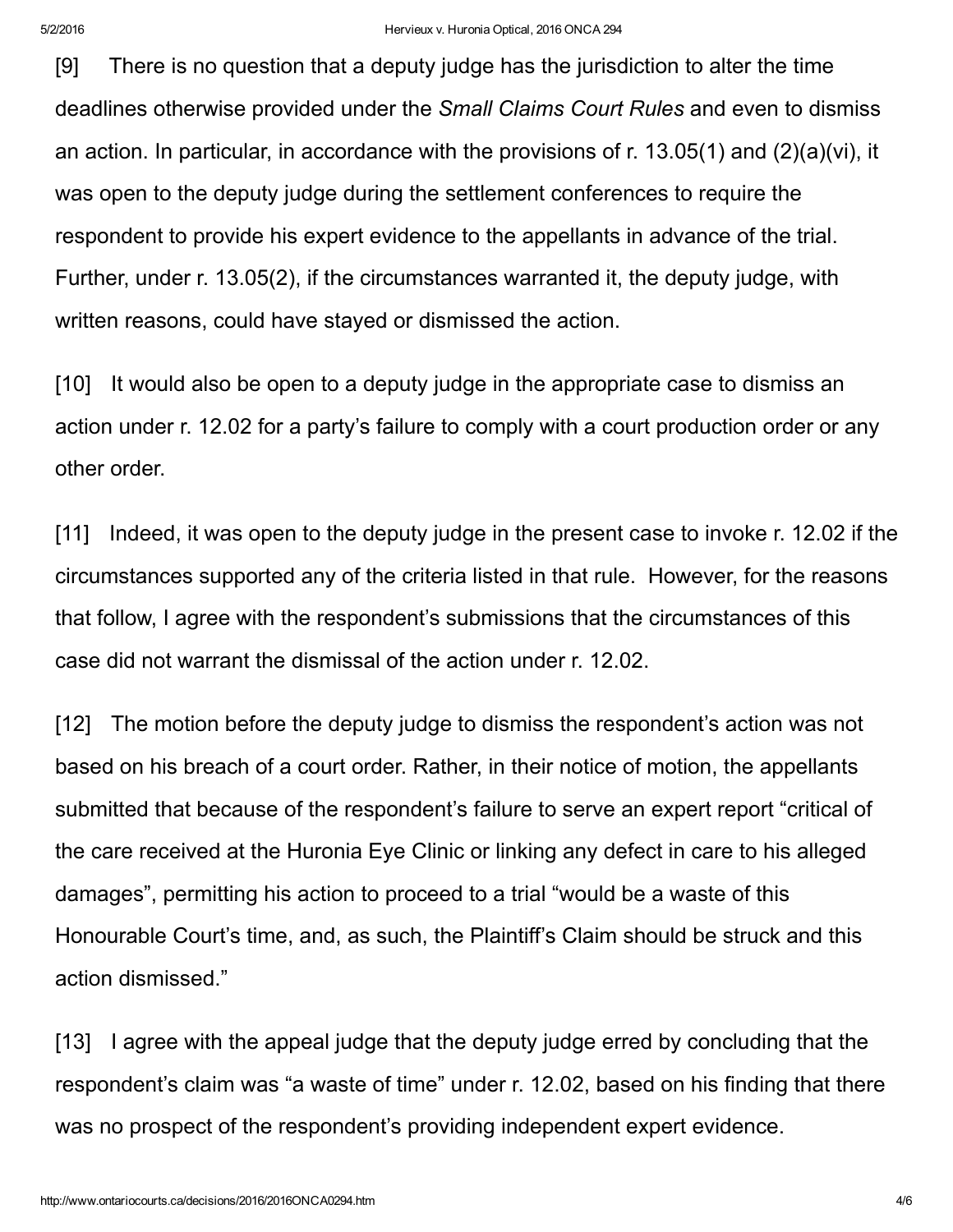[9] There is no question that a deputy judge has the jurisdiction to alter the time deadlines otherwise provided under the *Small Claims Court Rules* and even to dismiss an action. In particular, in accordance with the provisions of r. 13.05(1) and (2)(a)(vi), it was open to the deputy judge during the settlement conferences to require the respondent to provide his expert evidence to the appellants in advance of the trial. Further, under r. 13.05(2), if the circumstances warranted it, the deputy judge, with written reasons, could have stayed or dismissed the action.

[10] It would also be open to a deputy judge in the appropriate case to dismiss an action under r. 12.02 for a party's failure to comply with a court production order or any other order.

[11] Indeed, it was open to the deputy judge in the present case to invoke r. 12.02 if the circumstances supported any of the criteria listed in that rule. However, for the reasons that follow, I agree with the respondent's submissions that the circumstances of this case did not warrant the dismissal of the action under r. 12.02.

[12] The motion before the deputy judge to dismiss the respondent's action was not based on his breach of a court order. Rather, in their notice of motion, the appellants submitted that because of the respondent's failure to serve an expert report "critical of the care received at the Huronia Eye Clinic or linking any defect in care to his alleged damages", permitting his action to proceed to a trial "would be a waste of this Honourable Court's time, and, as such, the Plaintiff's Claim should be struck and this action dismissed."

[13] I agree with the appeal judge that the deputy judge erred by concluding that the respondent's claim was "a waste of time" under r. 12.02, based on his finding that there was no prospect of the respondent's providing independent expert evidence.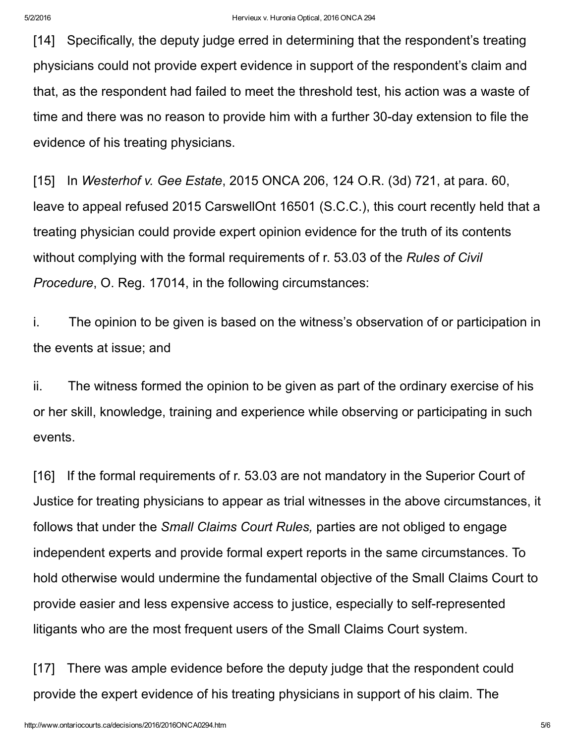[14] Specifically, the deputy judge erred in determining that the respondent's treating physicians could not provide expert evidence in support of the respondent's claim and that, as the respondent had failed to meet the threshold test, his action was a waste of time and there was no reason to provide him with a further 30-day extension to file the evidence of his treating physicians.

[15] In *Westerhof v. Gee Estate*, 2015 ONCA 206, 124 O.R. (3d) 721, at para. 60, leave to appeal refused 2015 CarswellOnt 16501 (S.C.C.), this court recently held that a treating physician could provide expert opinion evidence for the truth of its contents without complying with the formal requirements of r. 53.03 of the *Rules of Civil Procedure*, O. Reg. 17014, in the following circumstances:

i. The opinion to be given is based on the witness's observation of or participation in the events at issue; and

ii. The witness formed the opinion to be given as part of the ordinary exercise of his or her skill, knowledge, training and experience while observing or participating in such events.

[16] If the formal requirements of r. 53.03 are not mandatory in the Superior Court of Justice for treating physicians to appear as trial witnesses in the above circumstances, it follows that under the *Small Claims Court Rules,* parties are not obliged to engage independent experts and provide formal expert reports in the same circumstances. To hold otherwise would undermine the fundamental objective of the Small Claims Court to provide easier and less expensive access to justice, especially to self-represented litigants who are the most frequent users of the Small Claims Court system.

[17] There was ample evidence before the deputy judge that the respondent could provide the expert evidence of his treating physicians in support of his claim. The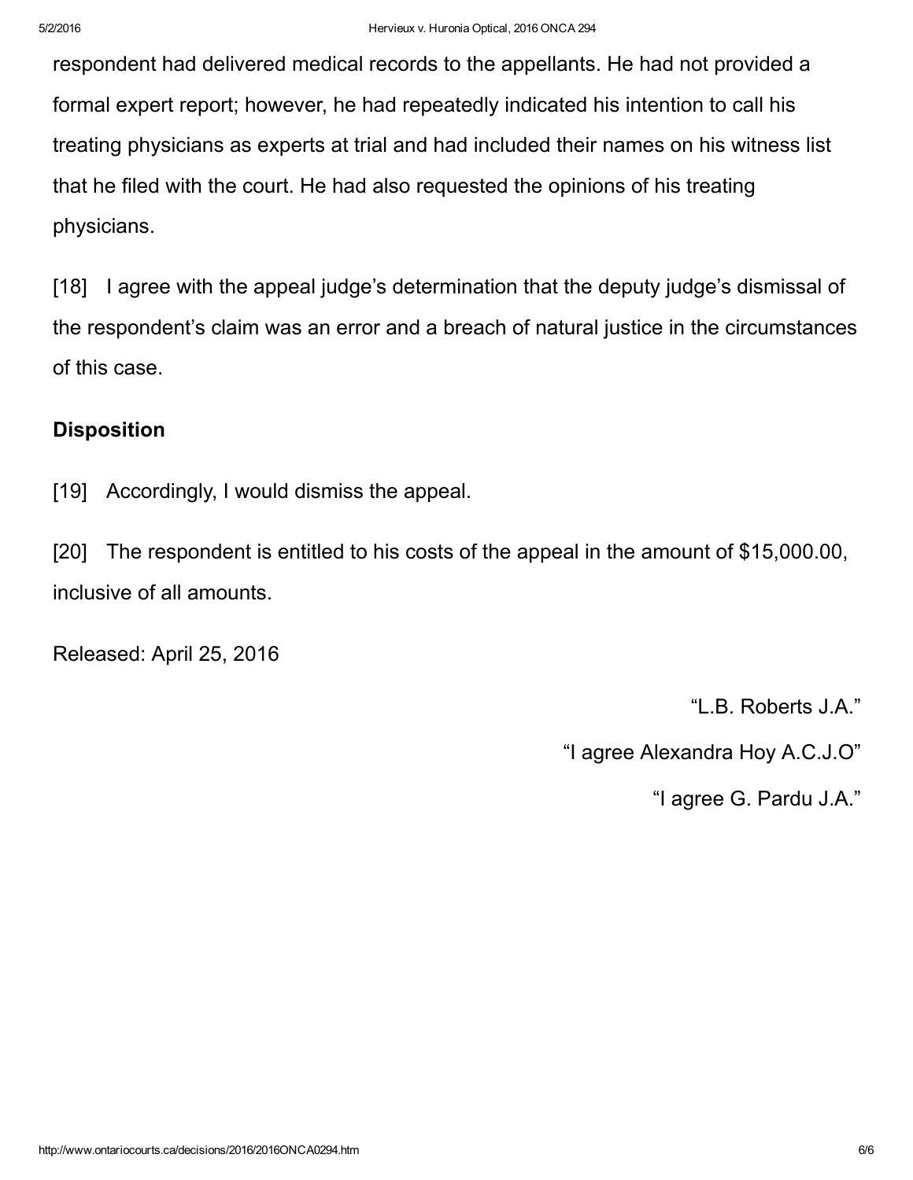respondent had delivered medical records to the appellants. He had not provided a formal expert report; however, he had repeatedly indicated his intention to call his treating physicians as experts at trial and had included their names on his witness list that he filed with the court. He had also requested the opinions of his treating physicians.

[18] I agree with the appeal judge's determination that the deputy judge's dismissal of the respondent's claim was an error and a breach of natural justice in the circumstances of this case.

## Disposition

[19] Accordingly, I would dismiss the appeal.

[20] The respondent is entitled to his costs of the appeal in the amount of $15,000.00, inclusive of all amounts.

Released: April 25, 2016

"L.B. Roberts J.A."

"I agree Alexandra Hoy A.C.J.O"

"I agree G. Pardu J.A."